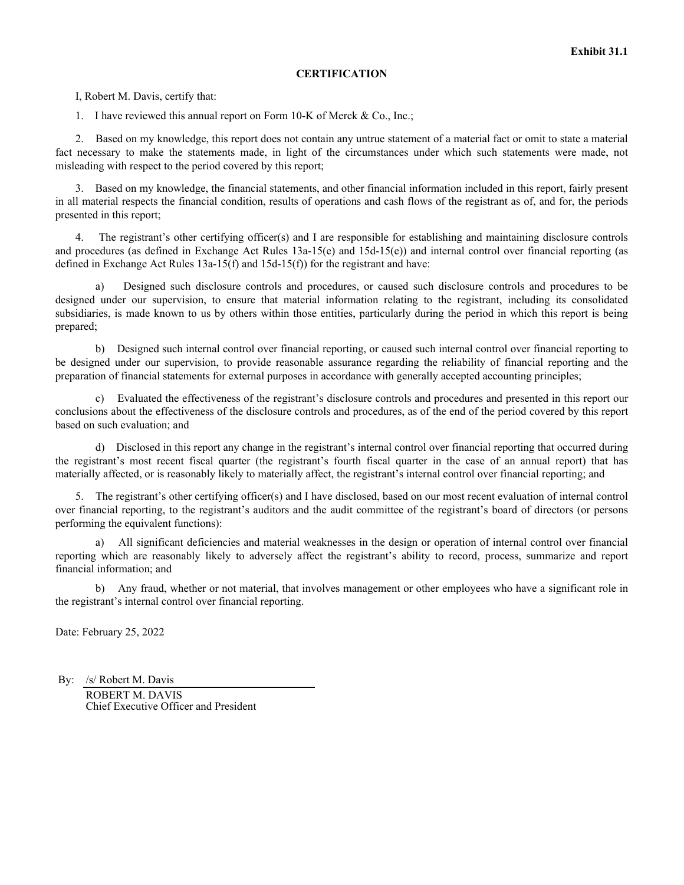**Exhibit 31.1**

**CERTIFICATION**

I, Robert M. Davis, certify that:

1. I have reviewed this annual report on Form 10-K of Merck & Co., Inc.;

2. Based on my knowledge, this report does not contain any untrue statement of a material fact or omit to state a material fact necessary to make the statements made, in light of the circumstances under which such statements were made, not misleading with respect to the period covered by this report;

3. Based on my knowledge, the financial statements, and other financial information included in this report, fairly present in all material respects the financial condition, results of operations and cash flows of the registrant as of, and for, the periods presented in this report;

4. The registrant's other certifying officer(s) and I are responsible for establishing and maintaining disclosure controls and procedures (as defined in Exchange Act Rules 13a-15(e) and 15d-15(e)) and internal control over financial reporting (as defined in Exchange Act Rules 13a-15(f) and 15d-15(f)) for the registrant and have:

   a) Designed such disclosure controls and procedures, or caused such disclosure controls and procedures to be designed under our supervision, to ensure that material information relating to the registrant, including its consolidated subsidiaries, is made known to us by others within those entities, particularly during the period in which this report is being prepared;

   b) Designed such internal control over financial reporting, or caused such internal control over financial reporting to be designed under our supervision, to provide reasonable assurance regarding the reliability of financial reporting and the preparation of financial statements for external purposes in accordance with generally accepted accounting principles;

   c) Evaluated the effectiveness of the registrant's disclosure controls and procedures and presented in this report our conclusions about the effectiveness of the disclosure controls and procedures, as of the end of the period covered by this report based on such evaluation; and

   d) Disclosed in this report any change in the registrant's internal control over financial reporting that occurred during the registrant's most recent fiscal quarter (the registrant's fourth fiscal quarter in the case of an annual report) that has materially affected, or is reasonably likely to materially affect, the registrant's internal control over financial reporting; and

5. The registrant's other certifying officer(s) and I have disclosed, based on our most recent evaluation of internal control over financial reporting, to the registrant's auditors and the audit committee of the registrant's board of directors (or persons performing the equivalent functions):

   a) All significant deficiencies and material weaknesses in the design or operation of internal control over financial reporting which are reasonably likely to adversely affect the registrant's ability to record, process, summarize and report financial information; and

   b) Any fraud, whether or not material, that involves management or other employees who have a significant role in the registrant's internal control over financial reporting.

Date: February 25, 2022

By: /s/ Robert M. Davis

ROBERT M. DAVIS
Chief Executive Officer and President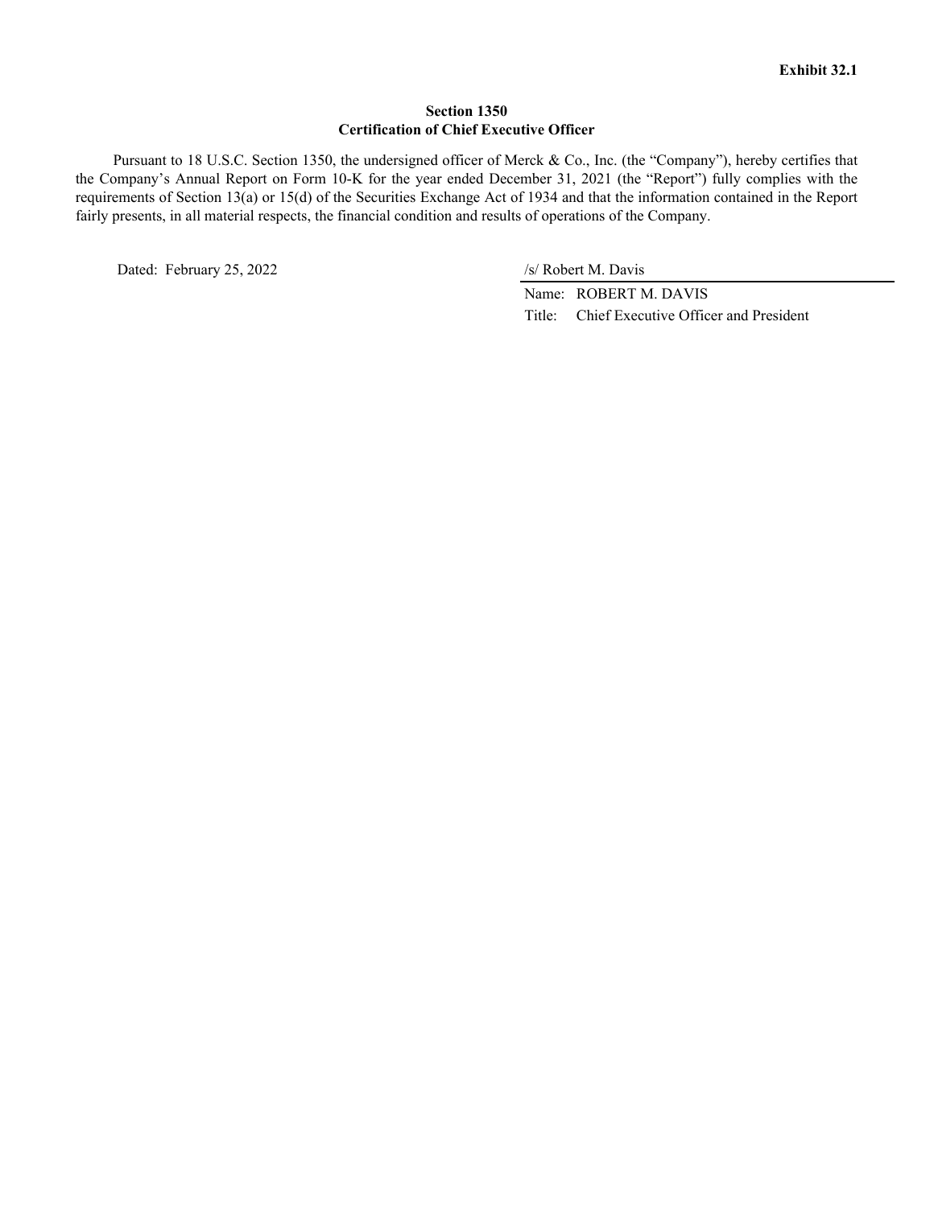**Exhibit 32.1**

**Section 1350**
**Certification of Chief Executive Officer**

Pursuant to 18 U.S.C. Section 1350, the undersigned officer of Merck & Co., Inc. (the “Company”), hereby certifies that the Company’s Annual Report on Form 10-K for the year ended December 31, 2021 (the “Report”) fully complies with the requirements of Section 13(a) or 15(d) of the Securities Exchange Act of 1934 and that the information contained in the Report fairly presents, in all material respects, the financial condition and results of operations of the Company.

Dated: February 25, 2022

/s/ Robert M. Davis

Name: ROBERT M. DAVIS
Title: Chief Executive Officer and President